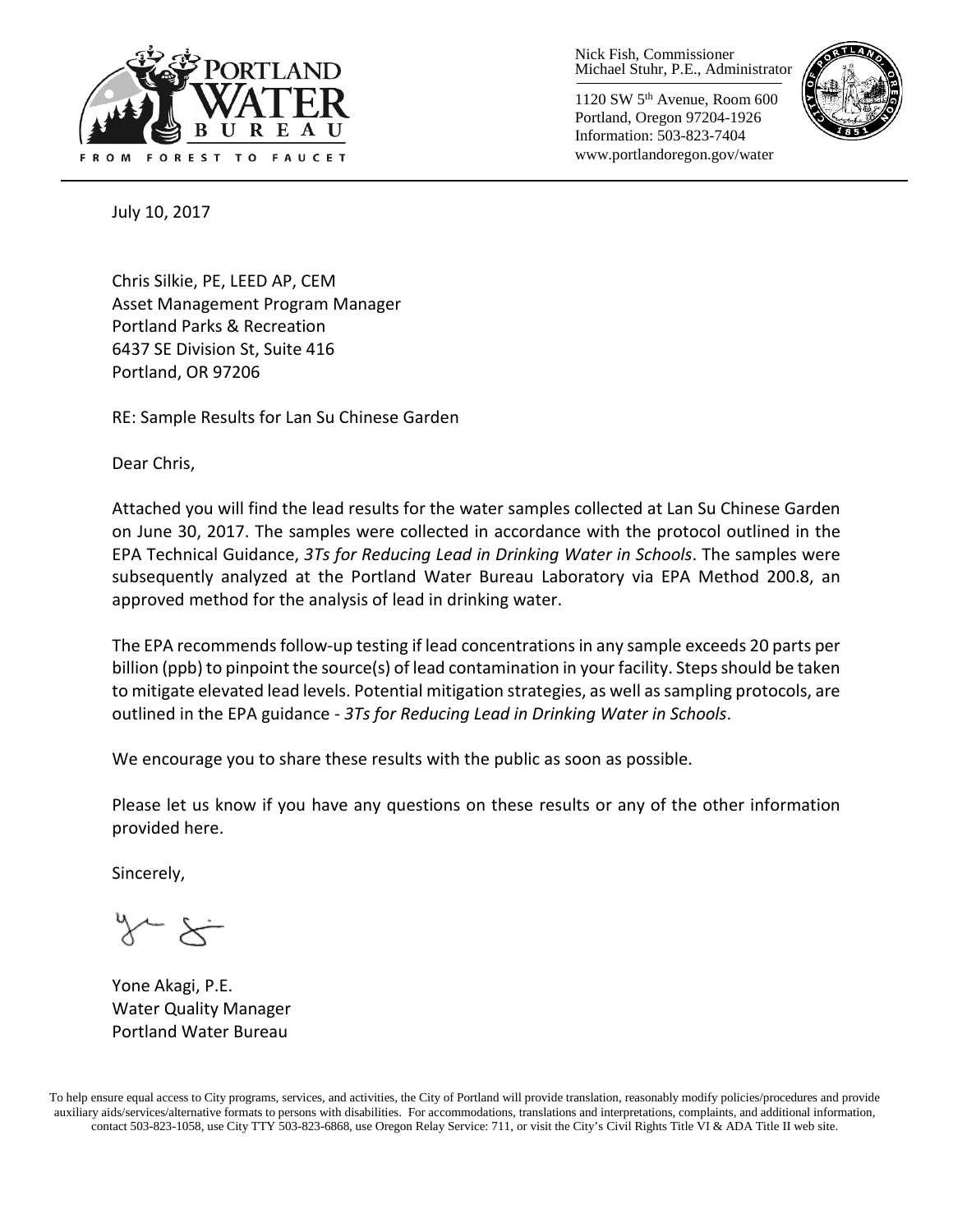PORTLAND WATER BUREAU

FROM FOREST TO FAUCET

Nick Fish, Commissioner
Michael Stuhr, P.E., Administrator

1120 SW 5th Avenue, Room 600
Portland, Oregon 97204-1926
Information: 503-823-7404
www.portlandoregon.gov/water

July 10, 2017

Chris Silkie, PE, LEED AP, CEM
Asset Management Program Manager
Portland Parks & Recreation
6437 SE Division St, Suite 416
Portland, OR 97206

RE: Sample Results for Lan Su Chinese Garden

Dear Chris,

Attached you will find the lead results for the water samples collected at Lan Su Chinese Garden on June 30, 2017. The samples were collected in accordance with the protocol outlined in the EPA Technical Guidance, *3Ts for Reducing Lead in Drinking Water in Schools*. The samples were subsequently analyzed at the Portland Water Bureau Laboratory via EPA Method 200.8, an approved method for the analysis of lead in drinking water.

The EPA recommends follow-up testing if lead concentrations in any sample exceeds 20 parts per billion (ppb) to pinpoint the source(s) of lead contamination in your facility. Steps should be taken to mitigate elevated lead levels. Potential mitigation strategies, as well as sampling protocols, are outlined in the EPA guidance - *3Ts for Reducing Lead in Drinking Water in Schools*.

We encourage you to share these results with the public as soon as possible.

Please let us know if you have any questions on these results or any of the other information provided here.

Sincerely,

Yone Akagi, P.E.
Water Quality Manager
Portland Water Bureau

To help ensure equal access to City programs, services, and activities, the City of Portland will provide translation, reasonably modify policies/procedures and provide auxiliary aids/services/alternative formats to persons with disabilities. For accommodations, translations and interpretations, complaints, and additional information, contact 503-823-1058, use City TTY 503-823-6868, use Oregon Relay Service: 711, or visit the City's Civil Rights Title VI & ADA Title II web site.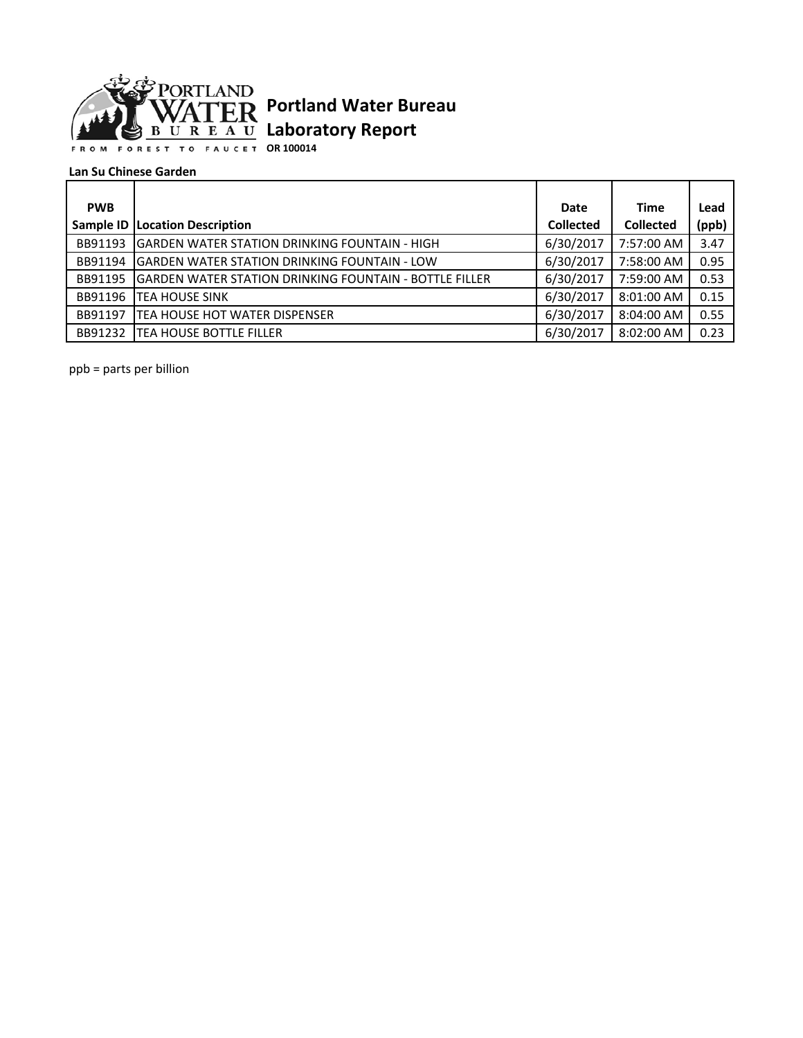# Portland Water Bureau Laboratory Report

PORTLAND WATER BUREAU
FROM FOREST TO FAUCET

**OR 100014**

**Lan Su Chinese Garden**

| PWB Sample ID | Location Description | Date Collected | Time Collected | Lead (ppb) |
|---|---|---|---|---|
| BB91193 | GARDEN WATER STATION DRINKING FOUNTAIN - HIGH | 6/30/2017 | 7:57:00 AM | 3.47 |
| BB91194 | GARDEN WATER STATION DRINKING FOUNTAIN - LOW | 6/30/2017 | 7:58:00 AM | 0.95 |
| BB91195 | GARDEN WATER STATION DRINKING FOUNTAIN - BOTTLE FILLER | 6/30/2017 | 7:59:00 AM | 0.53 |
| BB91196 | TEA HOUSE SINK | 6/30/2017 | 8:01:00 AM | 0.15 |
| BB91197 | TEA HOUSE HOT WATER DISPENSER | 6/30/2017 | 8:04:00 AM | 0.55 |
| BB91232 | TEA HOUSE BOTTLE FILLER | 6/30/2017 | 8:02:00 AM | 0.23 |

ppb = parts per billion